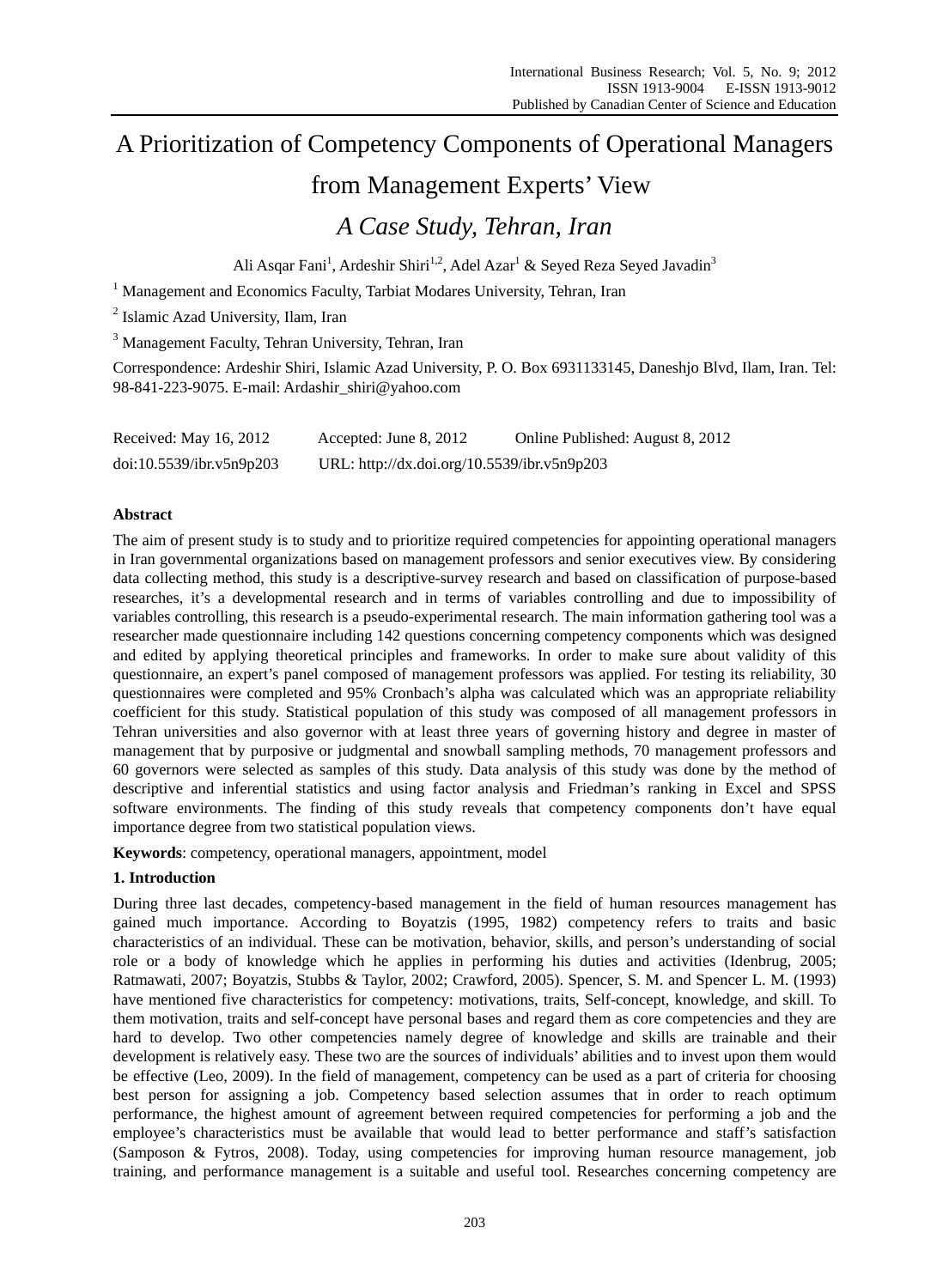# A Prioritization of Competency Components of Operational Managers from Management Experts' View

## *A Case Study, Tehran, Iran*

Ali Asqar Fani[1], Ardeshir Shiri[1,2], Adel Azar[1] & Seyed Reza Seyed Javadin[3]

[1] Management and Economics Faculty, Tarbiat Modares University, Tehran, Iran

[2] Islamic Azad University, Ilam, Iran

[3] Management Faculty, Tehran University, Tehran, Iran

Correspondence: Ardeshir Shiri, Islamic Azad University, P. O. Box 6931133145, Daneshjo Blvd, Ilam, Iran. Tel: 98-841-223-9075. E-mail: Ardashir_shiri@yahoo.com

Received: May 16, 2012 Accepted: June 8, 2012 Online Published: August 8, 2012

doi:10.5539/ibr.v5n9p203 URL: http://dx.doi.org/10.5539/ibr.v5n9p203

**Abstract**

The aim of present study is to study and to prioritize required competencies for appointing operational managers in Iran governmental organizations based on management professors and senior executives view. By considering data collecting method, this study is a descriptive-survey research and based on classification of purpose-based researches, it's a developmental research and in terms of variables controlling and due to impossibility of variables controlling, this research is a pseudo-experimental research. The main information gathering tool was a researcher made questionnaire including 142 questions concerning competency components which was designed and edited by applying theoretical principles and frameworks. In order to make sure about validity of this questionnaire, an expert's panel composed of management professors was applied. For testing its reliability, 30 questionnaires were completed and 95% Cronbach's alpha was calculated which was an appropriate reliability coefficient for this study. Statistical population of this study was composed of all management professors in Tehran universities and also governor with at least three years of governing history and degree in master of management that by purposive or judgmental and snowball sampling methods, 70 management professors and 60 governors were selected as samples of this study. Data analysis of this study was done by the method of descriptive and inferential statistics and using factor analysis and Friedman's ranking in Excel and SPSS software environments. The finding of this study reveals that competency components don't have equal importance degree from two statistical population views.

**Keywords**: competency, operational managers, appointment, model

## 1. Introduction

During three last decades, competency-based management in the field of human resources management has gained much importance. According to Boyatzis (1995, 1982) competency refers to traits and basic characteristics of an individual. These can be motivation, behavior, skills, and person's understanding of social role or a body of knowledge which he applies in performing his duties and activities (Idenbrug, 2005; Ratmawati, 2007; Boyatzis, Stubbs & Taylor, 2002; Crawford, 2005). Spencer, S. M. and Spencer L. M. (1993) have mentioned five characteristics for competency: motivations, traits, Self-concept, knowledge, and skill. To them motivation, traits and self-concept have personal bases and regard them as core competencies and they are hard to develop. Two other competencies namely degree of knowledge and skills are trainable and their development is relatively easy. These two are the sources of individuals' abilities and to invest upon them would be effective (Leo, 2009). In the field of management, competency can be used as a part of criteria for choosing best person for assigning a job. Competency based selection assumes that in order to reach optimum performance, the highest amount of agreement between required competencies for performing a job and the employee's characteristics must be available that would lead to better performance and staff's satisfaction (Samposon & Fytros, 2008). Today, using competencies for improving human resource management, job training, and performance management is a suitable and useful tool. Researches concerning competency are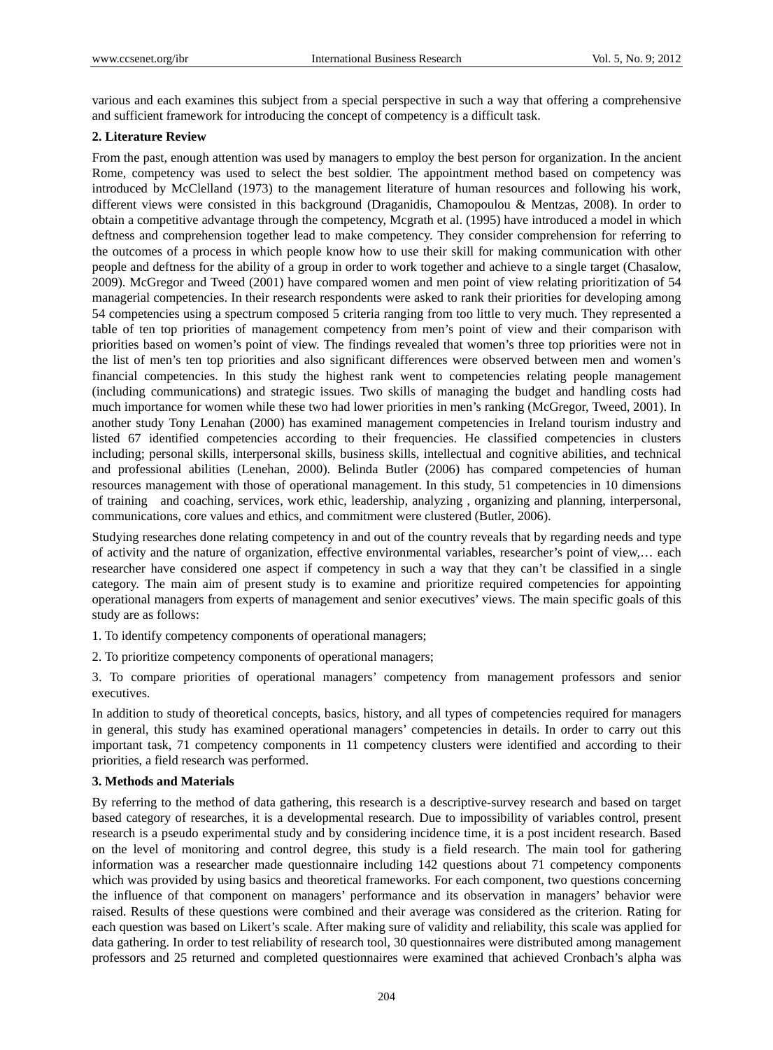various and each examines this subject from a special perspective in such a way that offering a comprehensive and sufficient framework for introducing the concept of competency is a difficult task.

## 2. Literature Review

From the past, enough attention was used by managers to employ the best person for organization. In the ancient Rome, competency was used to select the best soldier. The appointment method based on competency was introduced by McClelland (1973) to the management literature of human resources and following his work, different views were consisted in this background (Draganidis, Chamopoulou & Mentzas, 2008). In order to obtain a competitive advantage through the competency, Mcgrath et al. (1995) have introduced a model in which deftness and comprehension together lead to make competency. They consider comprehension for referring to the outcomes of a process in which people know how to use their skill for making communication with other people and deftness for the ability of a group in order to work together and achieve to a single target (Chasalow, 2009). McGregor and Tweed (2001) have compared women and men point of view relating prioritization of 54 managerial competencies. In their research respondents were asked to rank their priorities for developing among 54 competencies using a spectrum composed 5 criteria ranging from too little to very much. They represented a table of ten top priorities of management competency from men's point of view and their comparison with priorities based on women's point of view. The findings revealed that women's three top priorities were not in the list of men's ten top priorities and also significant differences were observed between men and women's financial competencies. In this study the highest rank went to competencies relating people management (including communications) and strategic issues. Two skills of managing the budget and handling costs had much importance for women while these two had lower priorities in men's ranking (McGregor, Tweed, 2001). In another study Tony Lenahan (2000) has examined management competencies in Ireland tourism industry and listed 67 identified competencies according to their frequencies. He classified competencies in clusters including; personal skills, interpersonal skills, business skills, intellectual and cognitive abilities, and technical and professional abilities (Lenehan, 2000). Belinda Butler (2006) has compared competencies of human resources management with those of operational management. In this study, 51 competencies in 10 dimensions of training and coaching, services, work ethic, leadership, analyzing , organizing and planning, interpersonal, communications, core values and ethics, and commitment were clustered (Butler, 2006).

Studying researches done relating competency in and out of the country reveals that by regarding needs and type of activity and the nature of organization, effective environmental variables, researcher's point of view,… each researcher have considered one aspect if competency in such a way that they can't be classified in a single category. The main aim of present study is to examine and prioritize required competencies for appointing operational managers from experts of management and senior executives' views. The main specific goals of this study are as follows:

1. To identify competency components of operational managers;

2. To prioritize competency components of operational managers;

3. To compare priorities of operational managers' competency from management professors and senior executives.

In addition to study of theoretical concepts, basics, history, and all types of competencies required for managers in general, this study has examined operational managers' competencies in details. In order to carry out this important task, 71 competency components in 11 competency clusters were identified and according to their priorities, a field research was performed.

## 3. Methods and Materials

By referring to the method of data gathering, this research is a descriptive-survey research and based on target based category of researches, it is a developmental research. Due to impossibility of variables control, present research is a pseudo experimental study and by considering incidence time, it is a post incident research. Based on the level of monitoring and control degree, this study is a field research. The main tool for gathering information was a researcher made questionnaire including 142 questions about 71 competency components which was provided by using basics and theoretical frameworks. For each component, two questions concerning the influence of that component on managers' performance and its observation in managers' behavior were raised. Results of these questions were combined and their average was considered as the criterion. Rating for each question was based on Likert's scale. After making sure of validity and reliability, this scale was applied for data gathering. In order to test reliability of research tool, 30 questionnaires were distributed among management professors and 25 returned and completed questionnaires were examined that achieved Cronbach's alpha was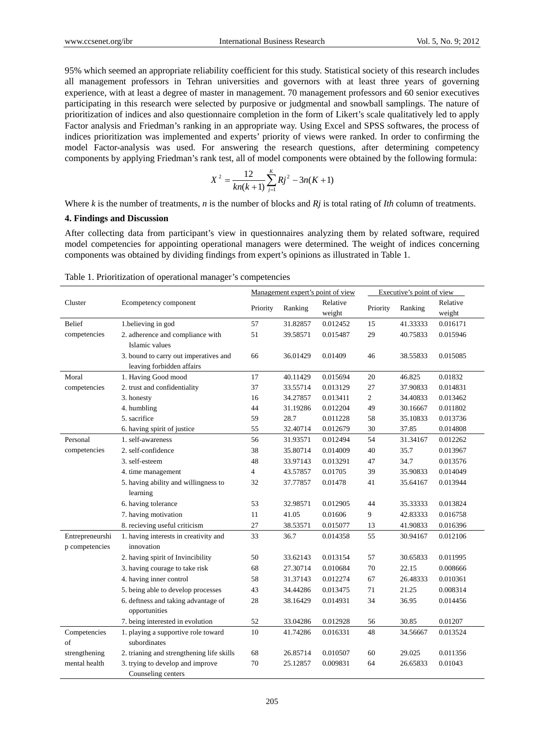95% which seemed an appropriate reliability coefficient for this study. Statistical society of this research includes all management professors in Tehran universities and governors with at least three years of governing experience, with at least a degree of master in management. 70 management professors and 60 senior executives participating in this research were selected by purposive or judgmental and snowball samplings. The nature of prioritization of indices and also questionnaire completion in the form of Likert's scale qualitatively led to apply Factor analysis and Friedman's ranking in an appropriate way. Using Excel and SPSS softwares, the process of indices prioritization was implemented and experts' priority of views were ranked. In order to confirming the model Factor-analysis was used. For answering the research questions, after determining competency components by applying Friedman's rank test, all of model components were obtained by the following formula:

$$X^2 = \frac{12}{kn(k+1)} \sum_{j=1}^{K} Rj^2 - 3n(K+1)$$

Where *k* is the number of treatments, *n* is the number of blocks and *Rj* is total rating of *Ith* column of treatments.

#### 4. Findings and Discussion

After collecting data from participant's view in questionnaires analyzing them by related software, required model competencies for appointing operational managers were determined. The weight of indices concerning components was obtained by dividing findings from expert's opinions as illustrated in Table 1.

Table 1. Prioritization of operational manager's competencies

| Cluster | Ecompetency component | Management expert's point of view | | | Executive's point of view | | |
|---|---|---|---|---|---|---|---|
| | | Priority | Ranking | Relative weight | Priority | Ranking | Relative weight |
| Belief competencies | 1.believing in god | 57 | 31.82857 | 0.012452 | 15 | 41.33333 | 0.016171 |
| | 2. adherence and compliance with Islamic values | 51 | 39.58571 | 0.015487 | 29 | 40.75833 | 0.015946 |
| | 3. bound to carry out imperatives and leaving forbidden affairs | 66 | 36.01429 | 0.01409 | 46 | 38.55833 | 0.015085 |
| Moral competencies | 1. Having Good mood | 17 | 40.11429 | 0.015694 | 20 | 46.825 | 0.01832 |
| | 2. trust and confidentiality | 37 | 33.55714 | 0.013129 | 27 | 37.90833 | 0.014831 |
| | 3. honesty | 16 | 34.27857 | 0.013411 | 2 | 34.40833 | 0.013462 |
| | 4. humbling | 44 | 31.19286 | 0.012204 | 49 | 30.16667 | 0.011802 |
| | 5. sacrifice | 59 | 28.7 | 0.011228 | 58 | 35.10833 | 0.013736 |
| | 6. having spirit of justice | 55 | 32.40714 | 0.012679 | 30 | 37.85 | 0.014808 |
| Personal competencies | 1. self-awareness | 56 | 31.93571 | 0.012494 | 54 | 31.34167 | 0.012262 |
| | 2. self-confidence | 38 | 35.80714 | 0.014009 | 40 | 35.7 | 0.013967 |
| | 3. self-esteem | 48 | 33.97143 | 0.013291 | 47 | 34.7 | 0.013576 |
| | 4. time management | 4 | 43.57857 | 0.01705 | 39 | 35.90833 | 0.014049 |
| | 5. having ability and willingness to learning | 32 | 37.77857 | 0.01478 | 41 | 35.64167 | 0.013944 |
| | 6. having tolerance | 53 | 32.98571 | 0.012905 | 44 | 35.33333 | 0.013824 |
| | 7. having motivation | 11 | 41.05 | 0.01606 | 9 | 42.83333 | 0.016758 |
| | 8. recieving useful criticism | 27 | 38.53571 | 0.015077 | 13 | 41.90833 | 0.016396 |
| Entrepreneurship competencies | 1. having interests in creativity and innovation | 33 | 36.7 | 0.014358 | 55 | 30.94167 | 0.012106 |
| | 2. having spirit of Invincibility | 50 | 33.62143 | 0.013154 | 57 | 30.65833 | 0.011995 |
| | 3. having courage to take risk | 68 | 27.30714 | 0.010684 | 70 | 22.15 | 0.008666 |
| | 4. having inner control | 58 | 31.37143 | 0.012274 | 67 | 26.48333 | 0.010361 |
| | 5. being able to develop processes | 43 | 34.44286 | 0.013475 | 71 | 21.25 | 0.008314 |
| | 6. deftness and taking advantage of opportunities | 28 | 38.16429 | 0.014931 | 34 | 36.95 | 0.014456 |
| | 7. being interested in evolution | 52 | 33.04286 | 0.012928 | 56 | 30.85 | 0.01207 |
| Competencies of strengthening mental health | 1. playing a supportive role toward subordinates | 10 | 41.74286 | 0.016331 | 48 | 34.56667 | 0.013524 |
| | 2. trianing and strengthening life skills | 68 | 26.85714 | 0.010507 | 60 | 29.025 | 0.011356 |
| | 3. trying to develop and improve Counseling centers | 70 | 25.12857 | 0.009831 | 64 | 26.65833 | 0.01043 |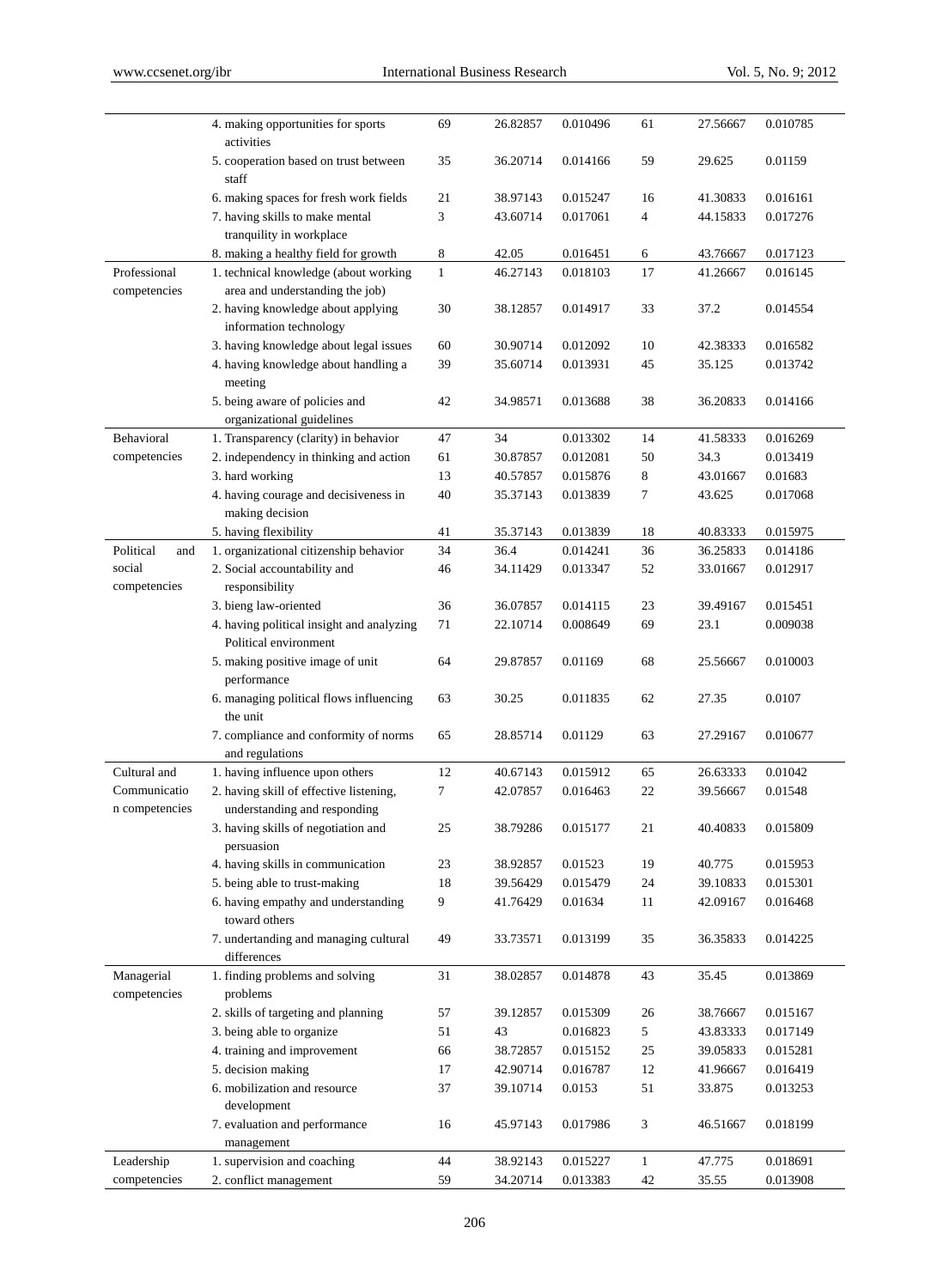| | | | | | | | |
|---|---|---|---|---|---|---|---|
| | 4. making opportunities for sports activities | 69 | 26.82857 | 0.010496 | 61 | 27.56667 | 0.010785 |
| | 5. cooperation based on trust between staff | 35 | 36.20714 | 0.014166 | 59 | 29.625 | 0.01159 |
| | 6. making spaces for fresh work fields | 21 | 38.97143 | 0.015247 | 16 | 41.30833 | 0.016161 |
| | 7. having skills to make mental tranquility in workplace | 3 | 43.60714 | 0.017061 | 4 | 44.15833 | 0.017276 |
| | 8. making a healthy field for growth | 8 | 42.05 | 0.016451 | 6 | 43.76667 | 0.017123 |
| Professional competencies | 1. technical knowledge (about working area and understanding the job) | 1 | 46.27143 | 0.018103 | 17 | 41.26667 | 0.016145 |
| | 2. having knowledge about applying information technology | 30 | 38.12857 | 0.014917 | 33 | 37.2 | 0.014554 |
| | 3. having knowledge about legal issues | 60 | 30.90714 | 0.012092 | 10 | 42.38333 | 0.016582 |
| | 4. having knowledge about handling a meeting | 39 | 35.60714 | 0.013931 | 45 | 35.125 | 0.013742 |
| | 5. being aware of policies and organizational guidelines | 42 | 34.98571 | 0.013688 | 38 | 36.20833 | 0.014166 |
| Behavioral competencies | 1. Transparency (clarity) in behavior | 47 | 34 | 0.013302 | 14 | 41.58333 | 0.016269 |
| | 2. independency in thinking and action | 61 | 30.87857 | 0.012081 | 50 | 34.3 | 0.013419 |
| | 3. hard working | 13 | 40.57857 | 0.015876 | 8 | 43.01667 | 0.01683 |
| | 4. having courage and decisiveness in making decision | 40 | 35.37143 | 0.013839 | 7 | 43.625 | 0.017068 |
| | 5. having flexibility | 41 | 35.37143 | 0.013839 | 18 | 40.83333 | 0.015975 |
| Political and social competencies | 1. organizational citizenship behavior | 34 | 36.4 | 0.014241 | 36 | 36.25833 | 0.014186 |
| | 2. Social accountability and responsibility | 46 | 34.11429 | 0.013347 | 52 | 33.01667 | 0.012917 |
| | 3. bieng law-oriented | 36 | 36.07857 | 0.014115 | 23 | 39.49167 | 0.015451 |
| | 4. having political insight and analyzing Political environment | 71 | 22.10714 | 0.008649 | 69 | 23.1 | 0.009038 |
| | 5. making positive image of unit performance | 64 | 29.87857 | 0.01169 | 68 | 25.56667 | 0.010003 |
| | 6. managing political flows influencing the unit | 63 | 30.25 | 0.011835 | 62 | 27.35 | 0.0107 |
| | 7. compliance and conformity of norms and regulations | 65 | 28.85714 | 0.01129 | 63 | 27.29167 | 0.010677 |
| Cultural and Communication competencies | 1. having influence upon others | 12 | 40.67143 | 0.015912 | 65 | 26.63333 | 0.01042 |
| | 2. having skill of effective listening, understanding and responding | 7 | 42.07857 | 0.016463 | 22 | 39.56667 | 0.01548 |
| | 3. having skills of negotiation and persuasion | 25 | 38.79286 | 0.015177 | 21 | 40.40833 | 0.015809 |
| | 4. having skills in communication | 23 | 38.92857 | 0.01523 | 19 | 40.775 | 0.015953 |
| | 5. being able to trust-making | 18 | 39.56429 | 0.015479 | 24 | 39.10833 | 0.015301 |
| | 6. having empathy and understanding toward others | 9 | 41.76429 | 0.01634 | 11 | 42.09167 | 0.016468 |
| | 7. undertanding and managing cultural differences | 49 | 33.73571 | 0.013199 | 35 | 36.35833 | 0.014225 |
| Managerial competencies | 1. finding problems and solving problems | 31 | 38.02857 | 0.014878 | 43 | 35.45 | 0.013869 |
| | 2. skills of targeting and planning | 57 | 39.12857 | 0.015309 | 26 | 38.76667 | 0.015167 |
| | 3. being able to organize | 51 | 43 | 0.016823 | 5 | 43.83333 | 0.017149 |
| | 4. training and improvement | 66 | 38.72857 | 0.015152 | 25 | 39.05833 | 0.015281 |
| | 5. decision making | 17 | 42.90714 | 0.016787 | 12 | 41.96667 | 0.016419 |
| | 6. mobilization and resource development | 37 | 39.10714 | 0.0153 | 51 | 33.875 | 0.013253 |
| | 7. evaluation and performance management | 16 | 45.97143 | 0.017986 | 3 | 46.51667 | 0.018199 |
| Leadership competencies | 1. supervision and coaching | 44 | 38.92143 | 0.015227 | 1 | 47.775 | 0.018691 |
| | 2. conflict management | 59 | 34.20714 | 0.013383 | 42 | 35.55 | 0.013908 |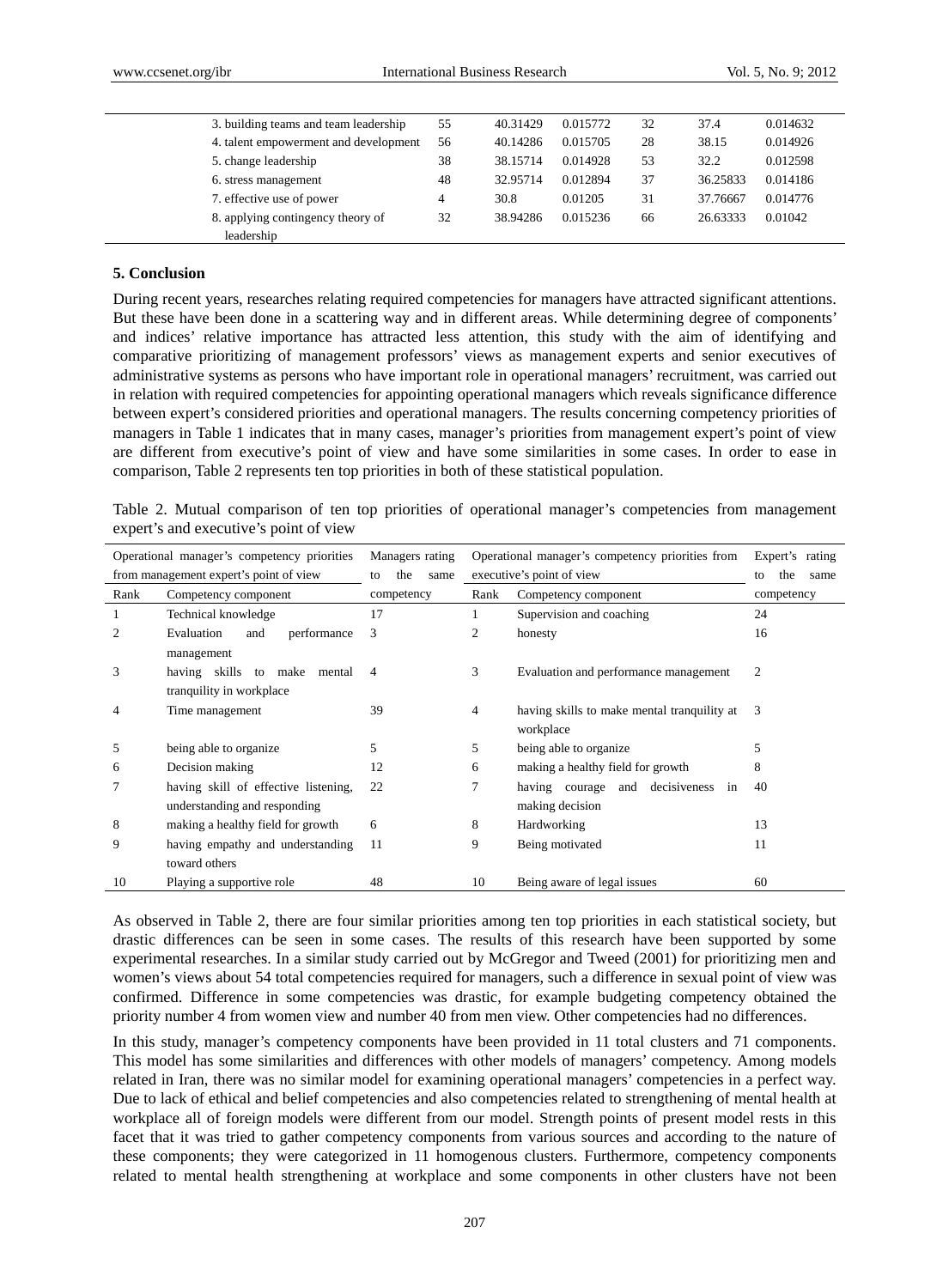| | | | | | | |
|---|---|---|---|---|---|---|
| 3. building teams and team leadership | 55 | 40.31429 | 0.015772 | 32 | 37.4 | 0.014632 |
| 4. talent empowerment and development | 56 | 40.14286 | 0.015705 | 28 | 38.15 | 0.014926 |
| 5. change leadership | 38 | 38.15714 | 0.014928 | 53 | 32.2 | 0.012598 |
| 6. stress management | 48 | 32.95714 | 0.012894 | 37 | 36.25833 | 0.014186 |
| 7. effective use of power | 4 | 30.8 | 0.01205 | 31 | 37.76667 | 0.014776 |
| 8. applying contingency theory of leadership | 32 | 38.94286 | 0.015236 | 66 | 26.63333 | 0.01042 |

## 5. Conclusion

During recent years, researches relating required competencies for managers have attracted significant attentions. But these have been done in a scattering way and in different areas. While determining degree of components' and indices' relative importance has attracted less attention, this study with the aim of identifying and comparative prioritizing of management professors' views as management experts and senior executives of administrative systems as persons who have important role in operational managers' recruitment, was carried out in relation with required competencies for appointing operational managers which reveals significance difference between expert's considered priorities and operational managers. The results concerning competency priorities of managers in Table 1 indicates that in many cases, manager's priorities from management expert's point of view are different from executive's point of view and have some similarities in some cases. In order to ease in comparison, Table 2 represents ten top priorities in both of these statistical population.

Table 2. Mutual comparison of ten top priorities of operational manager's competencies from management expert's and executive's point of view

| Operational manager's competency priorities from management expert's point of view | | Managers rating to the same competency | Operational manager's competency priorities from executive's point of view | | Expert's rating to the same competency |
|---|---|---|---|---|---|
| Rank | Competency component | | Rank | Competency component | |
| 1 | Technical knowledge | 17 | 1 | Supervision and coaching | 24 |
| 2 | Evaluation and performance management | 3 | 2 | honesty | 16 |
| 3 | having skills to make mental tranquility in workplace | 4 | 3 | Evaluation and performance management | 2 |
| 4 | Time management | 39 | 4 | having skills to make mental tranquility at workplace | 3 |
| 5 | being able to organize | 5 | 5 | being able to organize | 5 |
| 6 | Decision making | 12 | 6 | making a healthy field for growth | 8 |
| 7 | having skill of effective listening, understanding and responding | 22 | 7 | having courage and decisiveness in making decision | 40 |
| 8 | making a healthy field for growth | 6 | 8 | Hardworking | 13 |
| 9 | having empathy and understanding toward others | 11 | 9 | Being motivated | 11 |
| 10 | Playing a supportive role | 48 | 10 | Being aware of legal issues | 60 |

As observed in Table 2, there are four similar priorities among ten top priorities in each statistical society, but drastic differences can be seen in some cases. The results of this research have been supported by some experimental researches. In a similar study carried out by McGregor and Tweed (2001) for prioritizing men and women's views about 54 total competencies required for managers, such a difference in sexual point of view was confirmed. Difference in some competencies was drastic, for example budgeting competency obtained the priority number 4 from women view and number 40 from men view. Other competencies had no differences.

In this study, manager's competency components have been provided in 11 total clusters and 71 components. This model has some similarities and differences with other models of managers' competency. Among models related in Iran, there was no similar model for examining operational managers' competencies in a perfect way. Due to lack of ethical and belief competencies and also competencies related to strengthening of mental health at workplace all of foreign models were different from our model. Strength points of present model rests in this facet that it was tried to gather competency components from various sources and according to the nature of these components; they were categorized in 11 homogenous clusters. Furthermore, competency components related to mental health strengthening at workplace and some components in other clusters have not been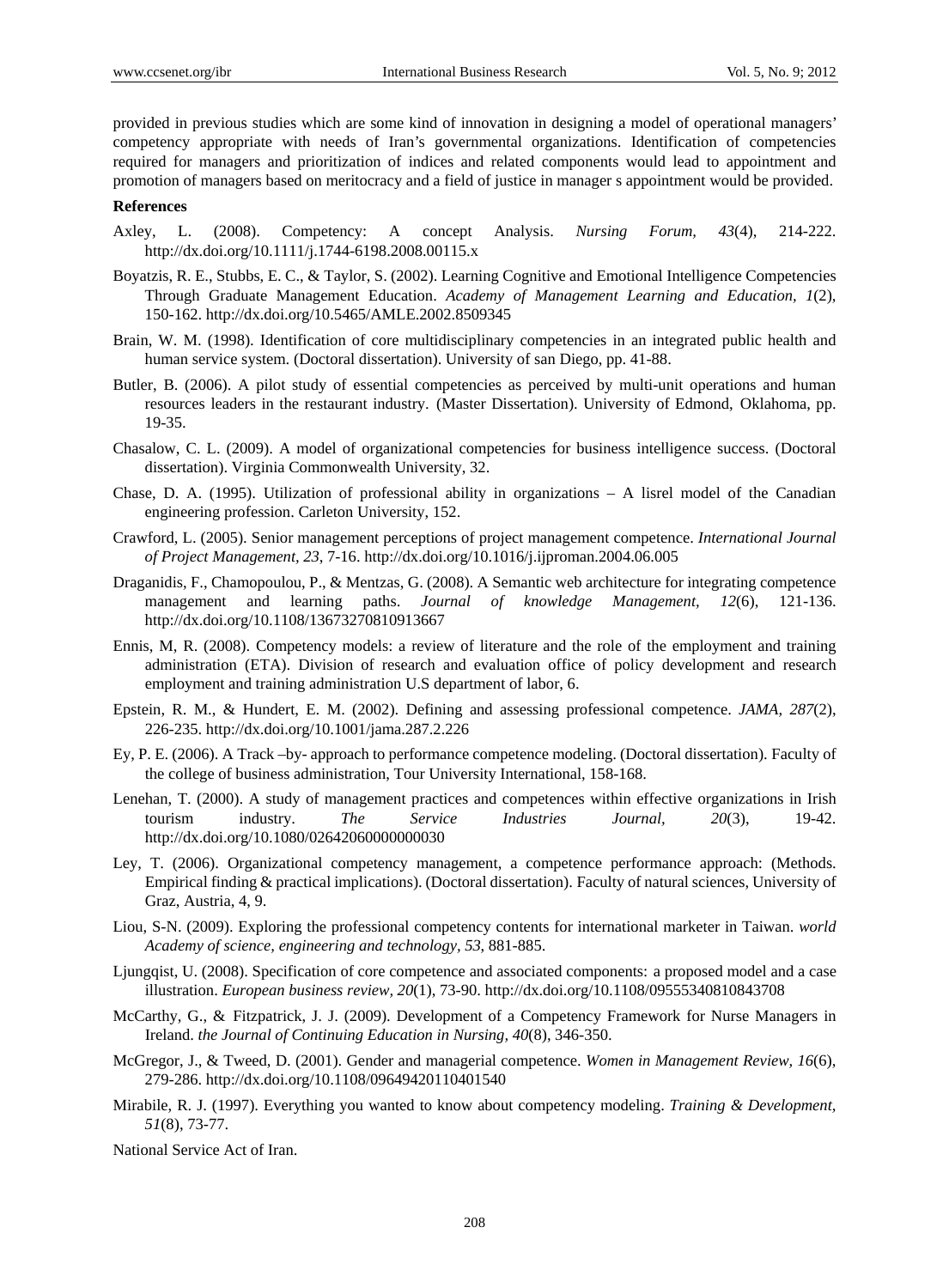provided in previous studies which are some kind of innovation in designing a model of operational managers' competency appropriate with needs of Iran's governmental organizations. Identification of competencies required for managers and prioritization of indices and related components would lead to appointment and promotion of managers based on meritocracy and a field of justice in manager s appointment would be provided.

**References**

Axley, L. (2008). Competency: A concept Analysis. *Nursing Forum, 43*(4), 214-222. http://dx.doi.org/10.1111/j.1744-6198.2008.00115.x

Boyatzis, R. E., Stubbs, E. C., & Taylor, S. (2002). Learning Cognitive and Emotional Intelligence Competencies Through Graduate Management Education. *Academy of Management Learning and Education, 1*(2), 150-162. http://dx.doi.org/10.5465/AMLE.2002.8509345

Brain, W. M. (1998). Identification of core multidisciplinary competencies in an integrated public health and human service system. (Doctoral dissertation). University of san Diego, pp. 41-88.

Butler, B. (2006). A pilot study of essential competencies as perceived by multi-unit operations and human resources leaders in the restaurant industry. (Master Dissertation). University of Edmond, Oklahoma, pp. 19-35.

Chasalow, C. L. (2009). A model of organizational competencies for business intelligence success. (Doctoral dissertation). Virginia Commonwealth University, 32.

Chase, D. A. (1995). Utilization of professional ability in organizations – A lisrel model of the Canadian engineering profession. Carleton University, 152.

Crawford, L. (2005). Senior management perceptions of project management competence. *International Journal of Project Management, 23*, 7-16. http://dx.doi.org/10.1016/j.ijproman.2004.06.005

Draganidis, F., Chamopoulou, P., & Mentzas, G. (2008). A Semantic web architecture for integrating competence management and learning paths. *Journal of knowledge Management, 12*(6), 121-136. http://dx.doi.org/10.1108/13673270810913667

Ennis, M, R. (2008). Competency models: a review of literature and the role of the employment and training administration (ETA). Division of research and evaluation office of policy development and research employment and training administration U.S department of labor, 6.

Epstein, R. M., & Hundert, E. M. (2002). Defining and assessing professional competence. *JAMA, 287*(2), 226-235. http://dx.doi.org/10.1001/jama.287.2.226

Ey, P. E. (2006). A Track –by- approach to performance competence modeling. (Doctoral dissertation). Faculty of the college of business administration, Tour University International, 158-168.

Lenehan, T. (2000). A study of management practices and competences within effective organizations in Irish tourism industry. *The Service Industries Journal, 20*(3), 19-42. http://dx.doi.org/10.1080/02642060000000030

Ley, T. (2006). Organizational competency management, a competence performance approach: (Methods. Empirical finding & practical implications). (Doctoral dissertation). Faculty of natural sciences, University of Graz, Austria, 4, 9.

Liou, S-N. (2009). Exploring the professional competency contents for international marketer in Taiwan. *world Academy of science, engineering and technology, 53*, 881-885.

Ljungqist, U. (2008). Specification of core competence and associated components: a proposed model and a case illustration. *European business review, 20*(1), 73-90. http://dx.doi.org/10.1108/09555340810843708

McCarthy, G., & Fitzpatrick, J. J. (2009). Development of a Competency Framework for Nurse Managers in Ireland. *the Journal of Continuing Education in Nursing, 40*(8), 346-350.

McGregor, J., & Tweed, D. (2001). Gender and managerial competence. *Women in Management Review, 16*(6), 279-286. http://dx.doi.org/10.1108/09649420110401540

Mirabile, R. J. (1997). Everything you wanted to know about competency modeling. *Training & Development, 51*(8), 73-77.

National Service Act of Iran.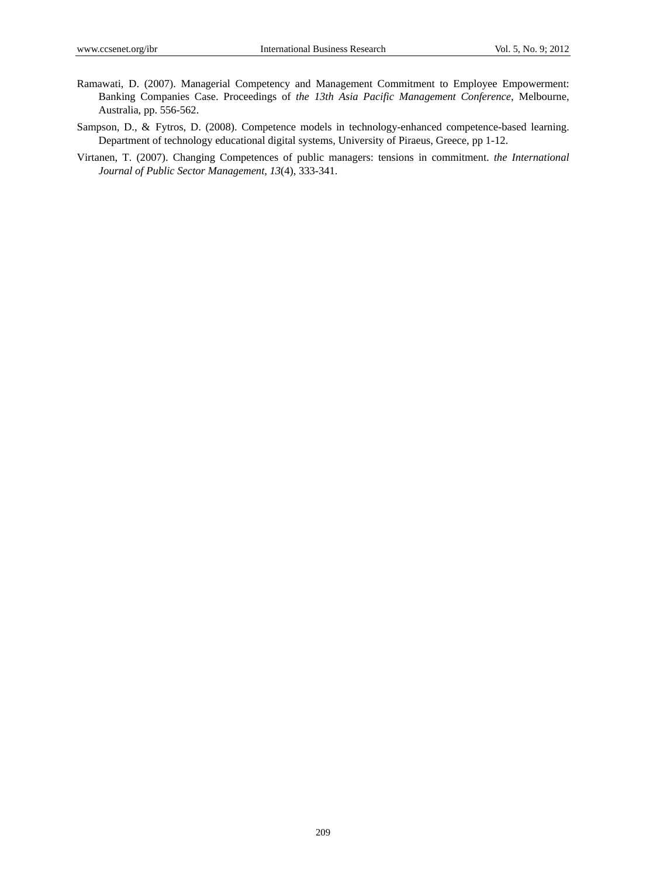Ramawati, D. (2007). Managerial Competency and Management Commitment to Employee Empowerment: Banking Companies Case. Proceedings of *the 13th Asia Pacific Management Conference*, Melbourne, Australia, pp. 556-562.

Sampson, D., & Fytros, D. (2008). Competence models in technology-enhanced competence-based learning. Department of technology educational digital systems, University of Piraeus, Greece, pp 1-12.

Virtanen, T. (2007). Changing Competences of public managers: tensions in commitment. *the International Journal of Public Sector Management, 13*(4), 333-341.